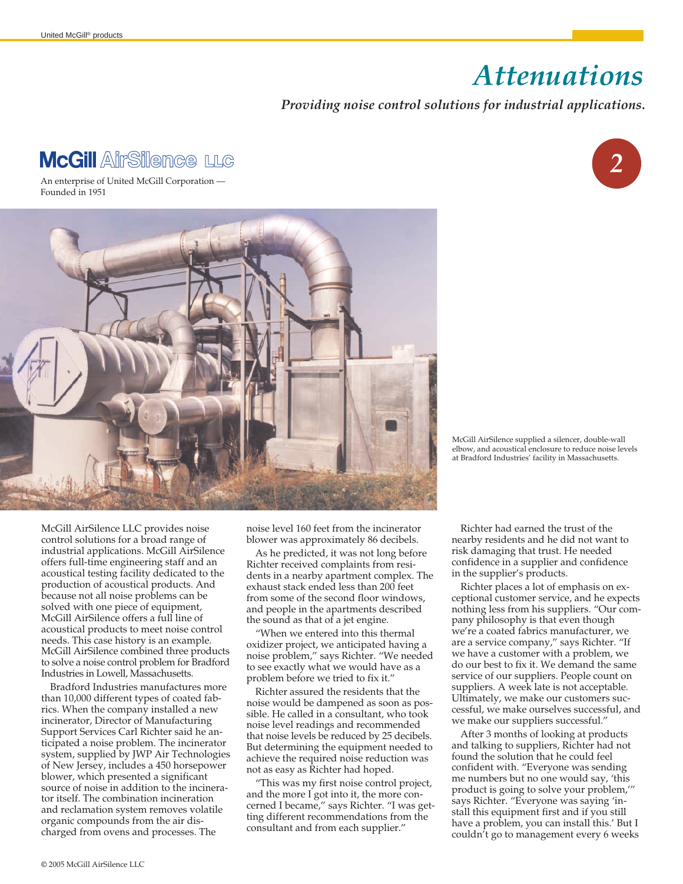# Attenuations

***Providing noise control solutions for industrial applications.***

**McGill AirSilence LLC**

An enterprise of United McGill Corporation — Founded in 1951

2

McGill AirSilence supplied a silencer, double-wall elbow, and acoustical enclosure to reduce noise levels at Bradford Industries' facility in Massachusetts.

McGill AirSilence LLC provides noise control solutions for a broad range of industrial applications. McGill AirSilence offers full-time engineering staff and an acoustical testing facility dedicated to the production of acoustical products. And because not all noise problems can be solved with one piece of equipment, McGill AirSilence offers a full line of acoustical products to meet noise control needs. This case history is an example. McGill AirSilence combined three products to solve a noise control problem for Bradford Industries in Lowell, Massachusetts.

Bradford Industries manufactures more than 10,000 different types of coated fabrics. When the company installed a new incinerator, Director of Manufacturing Support Services Carl Richter said he anticipated a noise problem. The incinerator system, supplied by JWP Air Technologies of New Jersey, includes a 450 horsepower blower, which presented a significant source of noise in addition to the incinerator itself. The combination incineration and reclamation system removes volatile organic compounds from the air discharged from ovens and processes. The noise level 160 feet from the incinerator blower was approximately 86 decibels.

As he predicted, it was not long before Richter received complaints from residents in a nearby apartment complex. The exhaust stack ended less than 200 feet from some of the second floor windows, and people in the apartments described the sound as that of a jet engine.

"When we entered into this thermal oxidizer project, we anticipated having a noise problem," says Richter. "We needed to see exactly what we would have as a problem before we tried to fix it."

Richter assured the residents that the noise would be dampened as soon as possible. He called in a consultant, who took noise level readings and recommended that noise levels be reduced by 25 decibels. But determining the equipment needed to achieve the required noise reduction was not as easy as Richter had hoped.

"This was my first noise control project, and the more I got into it, the more concerned I became," says Richter. "I was getting different recommendations from the consultant and from each supplier."

Richter had earned the trust of the nearby residents and he did not want to risk damaging that trust. He needed confidence in a supplier and confidence in the supplier's products.

Richter places a lot of emphasis on exceptional customer service, and he expects nothing less from his suppliers. "Our company philosophy is that even though we're a coated fabrics manufacturer, we are a service company," says Richter. "If we have a customer with a problem, we do our best to fix it. We demand the same service of our suppliers. People count on suppliers. A week late is not acceptable. Ultimately, we make our customers successful, we make ourselves successful, and we make our suppliers successful."

After 3 months of looking at products and talking to suppliers, Richter had not found the solution that he could feel confident with. "Everyone was sending me numbers but no one would say, 'this product is going to solve your problem,'" says Richter. "Everyone was saying 'install this equipment first and if you still have a problem, you can install this.' But I couldn't go to management every 6 weeks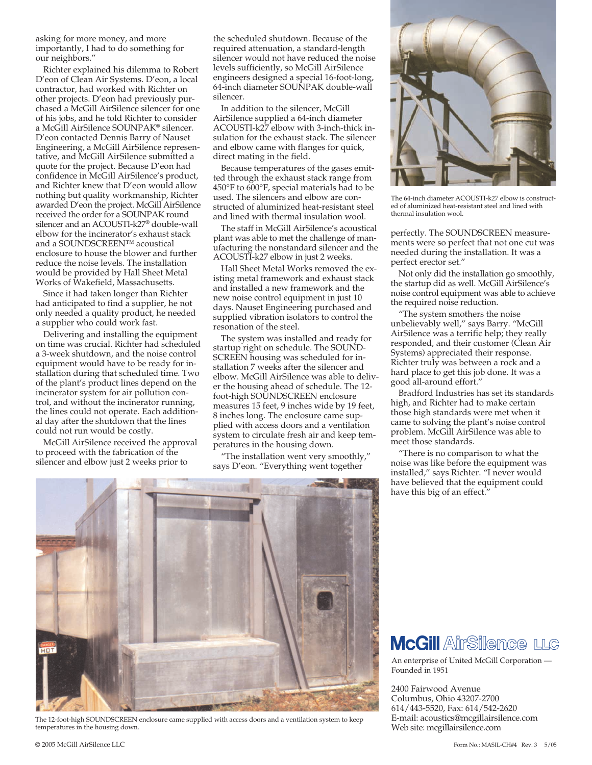asking for more money, and more importantly, I had to do something for our neighbors."

Richter explained his dilemma to Robert D'eon of Clean Air Systems. D'eon, a local contractor, had worked with Richter on other projects. D'eon had previously purchased a McGill AirSilence silencer for one of his jobs, and he told Richter to consider a McGill AirSilence SOUNPAK® silencer. D'eon contacted Dennis Barry of Nauset Engineering, a McGill AirSilence representative, and McGill AirSilence submitted a quote for the project. Because D'eon had confidence in McGill AirSilence's product, and Richter knew that D'eon would allow nothing but quality workmanship, Richter awarded D'eon the project. McGill AirSilence received the order for a SOUNPAK round silencer and an ACOUSTI-k27® double-wall elbow for the incinerator's exhaust stack and a SOUNDSCREEN™ acoustical enclosure to house the blower and further reduce the noise levels. The installation would be provided by Hall Sheet Metal Works of Wakefield, Massachusetts.

Since it had taken longer than Richter had anticipated to find a supplier, he not only needed a quality product, he needed a supplier who could work fast.

Delivering and installing the equipment on time was crucial. Richter had scheduled a 3-week shutdown, and the noise control equipment would have to be ready for installation during that scheduled time. Two of the plant's product lines depend on the incinerator system for air pollution control, and without the incinerator running, the lines could not operate. Each additional day after the shutdown that the lines could not run would be costly.

McGill AirSilence received the approval to proceed with the fabrication of the silencer and elbow just 2 weeks prior to the scheduled shutdown. Because of the required attenuation, a standard-length silencer would not have reduced the noise levels sufficiently, so McGill AirSilence engineers designed a special 16-foot-long, 64-inch diameter SOUNPAK double-wall silencer.

In addition to the silencer, McGill AirSilence supplied a 64-inch diameter ACOUSTI-k27 elbow with 3-inch-thick insulation for the exhaust stack. The silencer and elbow came with flanges for quick, direct mating in the field.

Because temperatures of the gases emitted through the exhaust stack range from 450°F to 600°F, special materials had to be used. The silencers and elbow are constructed of aluminized heat-resistant steel and lined with thermal insulation wool.

The staff in McGill AirSilence's acoustical plant was able to met the challenge of manufacturing the nonstandard silencer and the ACOUSTI-k27 elbow in just 2 weeks.

Hall Sheet Metal Works removed the existing metal framework and exhaust stack and installed a new framework and the new noise control equipment in just 10 days. Nauset Engineering purchased and supplied vibration isolators to control the resonation of the steel.

The system was installed and ready for startup right on schedule. The SOUNDSCREEN housing was scheduled for installation 7 weeks after the silencer and elbow. McGill AirSilence was able to deliver the housing ahead of schedule. The 12-foot-high SOUNDSCREEN enclosure measures 15 feet, 9 inches wide by 19 feet, 8 inches long. The enclosure came supplied with access doors and a ventilation system to circulate fresh air and keep temperatures in the housing down.

"The installation went very smoothly," says D'eon. "Everything went together perfectly. The SOUNDSCREEN measurements were so perfect that not one cut was needed during the installation. It was a perfect erector set."

The 64-inch diameter ACOUSTI-k27 elbow is constructed of aluminized heat-resistant steel and lined with thermal insulation wool.

Not only did the installation go smoothly, the startup did as well. McGill AirSilence's noise control equipment was able to achieve the required noise reduction.

"The system smothers the noise unbelievably well," says Barry. "McGill AirSilence was a terrific help; they really responded, and their customer (Clean Air Systems) appreciated their response. Richter truly was between a rock and a hard place to get this job done. It was a good all-around effort."

Bradford Industries has set its standards high, and Richter had to make certain those high standards were met when it came to solving the plant's noise control problem. McGill AirSilence was able to meet those standards.

"There is no comparison to what the noise was like before the equipment was installed," says Richter. "I never would have believed that the equipment could have this big of an effect."

The 12-foot-high SOUNDSCREEN enclosure came supplied with access doors and a ventilation system to keep temperatures in the housing down.

**McGill AirSilence LLC**

An enterprise of United McGill Corporation — Founded in 1951

2400 Fairwood Avenue
Columbus, Ohio 43207-2700
614/443-5520, Fax: 614/542-2620
E-mail: acoustics@mcgillairsilence.com
Web site: mcgillairsilence.com

© 2005 McGill AirSilence LLC

Form No.: MASIL-CH#4 Rev. 3 5/05